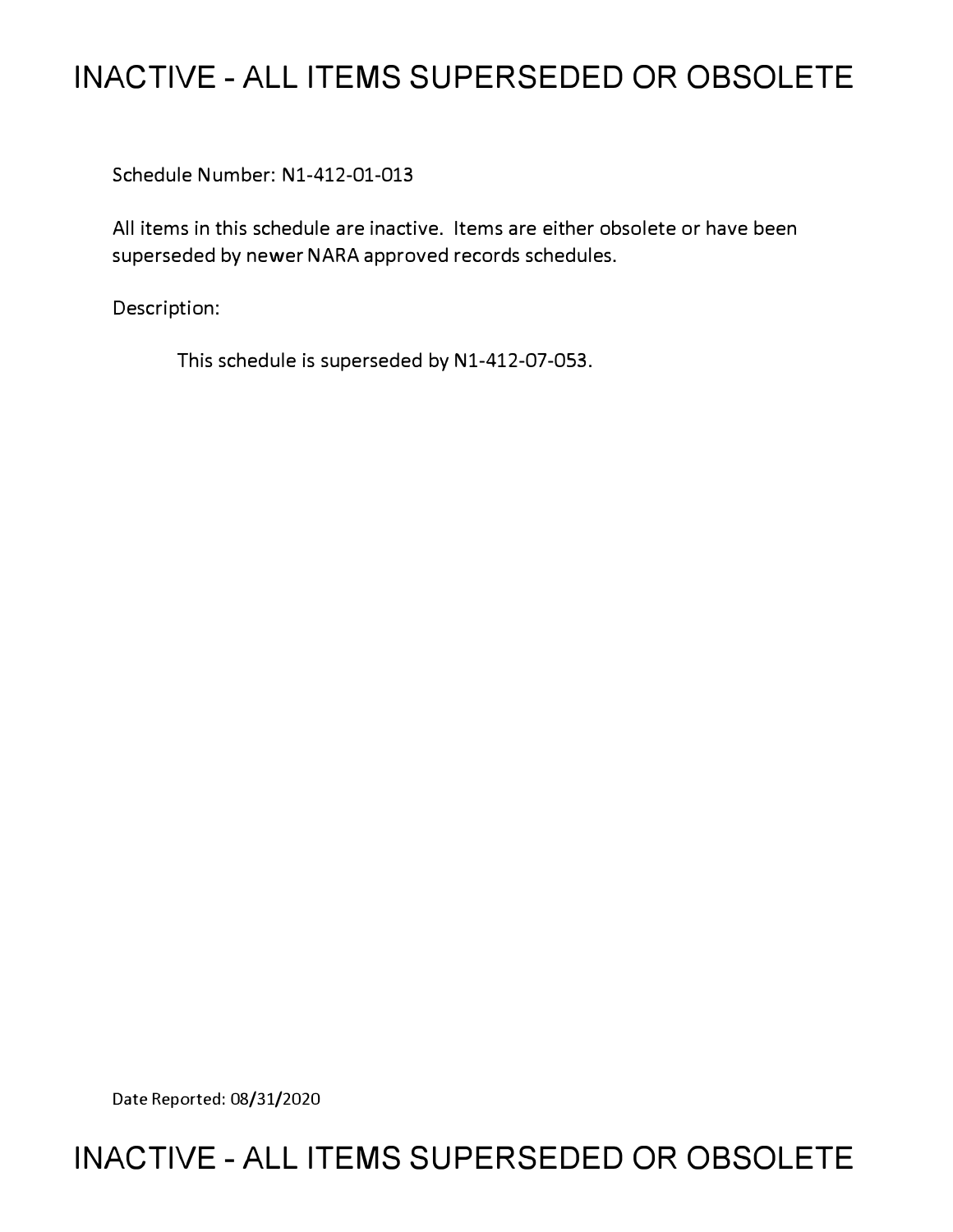# INACTIVE - ALL ITEMS SUPERSEDED OR OBSOLETE

Schedule Number: N1-412-01-013

All items in this schedule are inactive. Items are either obsolete or have been superseded by newer NARA approved records schedules.

Description:

This schedule is superseded by N1-412-07-053.

Date Reported: 08/31/2020

# INACTIVE - ALL ITEMS SUPERSEDED OR OBSOLETE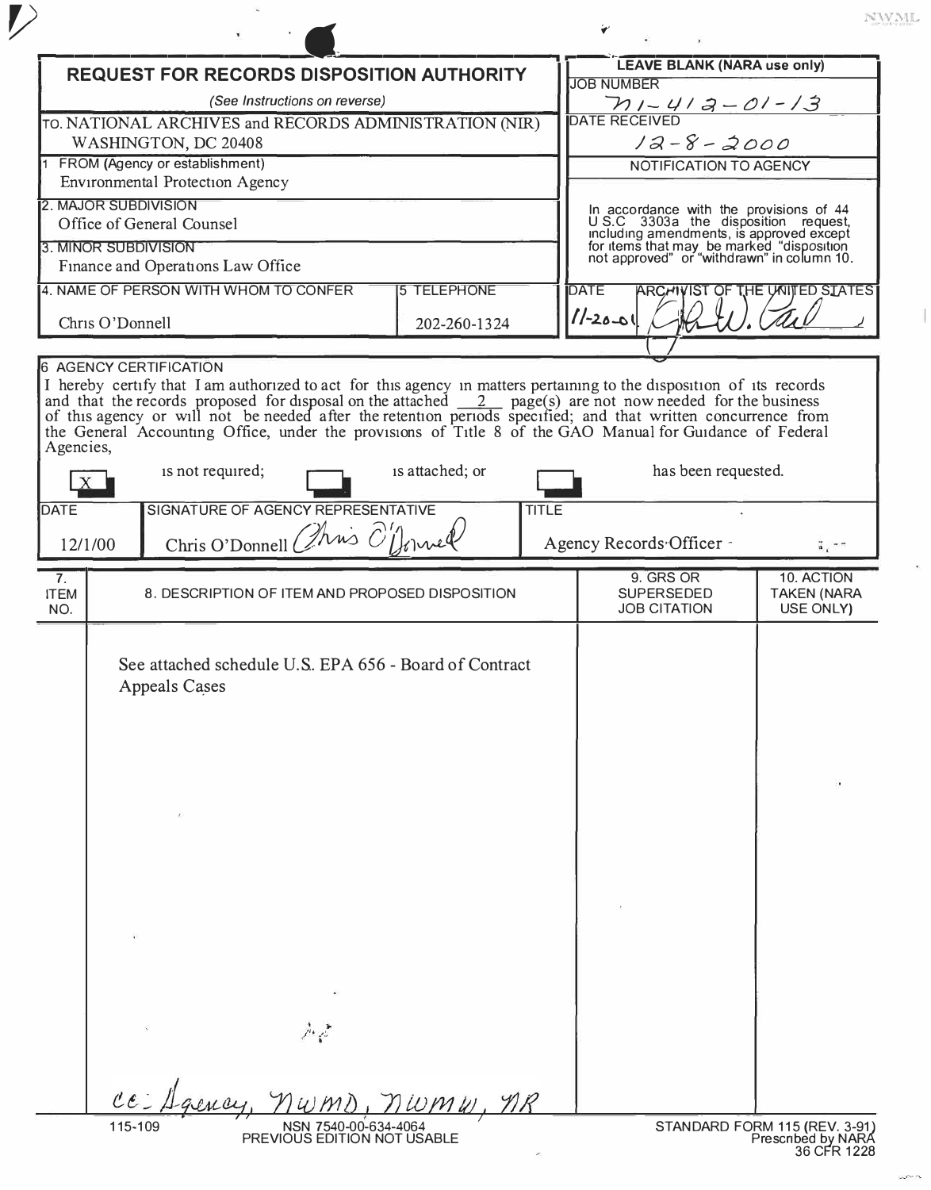# REQUEST FOR RECORDS DISPOSITION AUTHORITY

*(See Instructions on reverse)*

| | |
|---|---|
| TO. NATIONAL ARCHIVES and RECORDS ADMINISTRATION (NIR) WASHINGTON, DC 20408 | **LEAVE BLANK (NARA use only)** |
| 1. FROM (Agency or establishment) Environmental Protection Agency | JOB NUMBER: N1-412-01-13 |
| 2. MAJOR SUBDIVISION Office of General Counsel | DATE RECEIVED: 12-8-2000 |
| 3. MINOR SUBDIVISION Finance and Operations Law Office | NOTIFICATION TO AGENCY |
| 4. NAME OF PERSON WITH WHOM TO CONFER: Chris O'Donnell | 5. TELEPHONE: 202-260-1324 |

In accordance with the provisions of 44 U.S.C. 3303a the disposition request, including amendments, is approved except for items that may be marked "disposition not approved" or "withdrawn" in column 10.

DATE: 11-20-01 ARCHIVIST OF THE UNITED STATES: [signature]

## 6. AGENCY CERTIFICATION

I hereby certify that I am authorized to act for this agency in matters pertaining to the disposition of its records and that the records proposed for disposal on the attached 2 page(s) are not now needed for the business of this agency or will not be needed after the retention periods specified; and that written concurrence from the General Accounting Office, under the provisions of Title 8 of the GAO Manual for Guidance of Federal Agencies,

- [X] is not required;
- [ ] is attached; or
- [ ] has been requested.

| DATE | SIGNATURE OF AGENCY REPRESENTATIVE | TITLE |
|---|---|---|
| 12/1/00 | Chris O'Donnell [signature] | Agency Records Officer |

| 7. ITEM NO. | 8. DESCRIPTION OF ITEM AND PROPOSED DISPOSITION | 9. GRS OR SUPERSEDED JOB CITATION | 10. ACTION TAKEN (NARA USE ONLY) |
|---|---|---|---|
| | See attached schedule U.S. EPA 656 - Board of Contract Appeals Cases | | |

cc: Agency, NWMD, NWMW, NR

115-109 NSN 7540-00-634-4064 PREVIOUS EDITION NOT USABLE

STANDARD FORM 115 (REV. 3-91) Prescribed by NARA 36 CFR 1228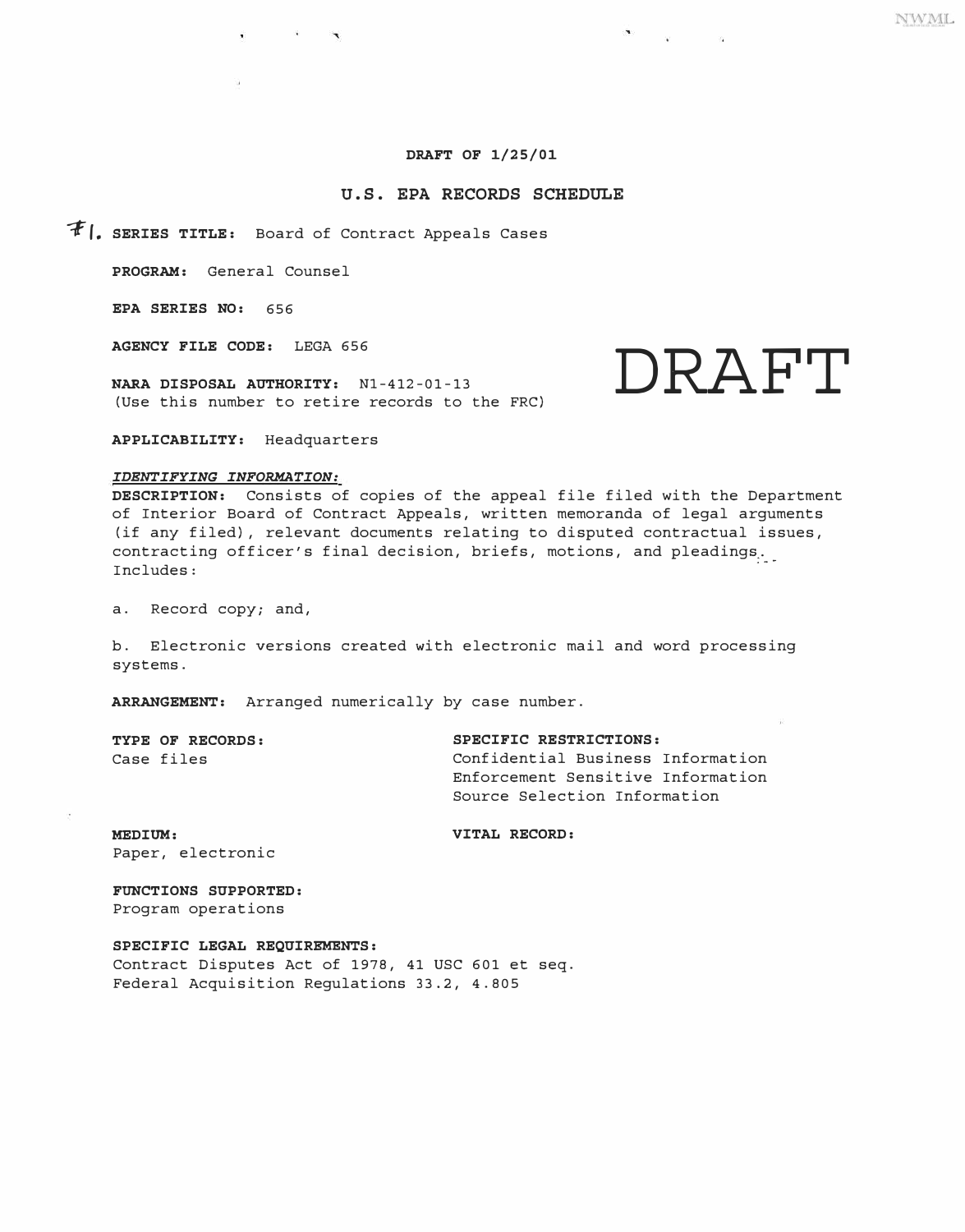DRAFT OF 1/25/01

## U.S. EPA RECORDS SCHEDULE

DRAFT

#1. **SERIES TITLE:** Board of Contract Appeals Cases

**PROGRAM:** General Counsel

**EPA SERIES NO:** 656

**AGENCY FILE CODE:** LEGA 656

**NARA DISPOSAL AUTHORITY:** N1-412-01-13
(Use this number to retire records to the FRC)

**APPLICABILITY:** Headquarters

***IDENTIFYING INFORMATION:***

**DESCRIPTION:** Consists of copies of the appeal file filed with the Department of Interior Board of Contract Appeals, written memoranda of legal arguments (if any filed), relevant documents relating to disputed contractual issues, contracting officer's final decision, briefs, motions, and pleadings. Includes:

a. Record copy; and,

b. Electronic versions created with electronic mail and word processing systems.

**ARRANGEMENT:** Arranged numerically by case number.

**TYPE OF RECORDS:**
Case files

**SPECIFIC RESTRICTIONS:**
Confidential Business Information
Enforcement Sensitive Information
Source Selection Information

**MEDIUM:**
Paper, electronic

**VITAL RECORD:**

**FUNCTIONS SUPPORTED:**
Program operations

**SPECIFIC LEGAL REQUIREMENTS:**
Contract Disputes Act of 1978, 41 USC 601 et seq.
Federal Acquisition Regulations 33.2, 4.805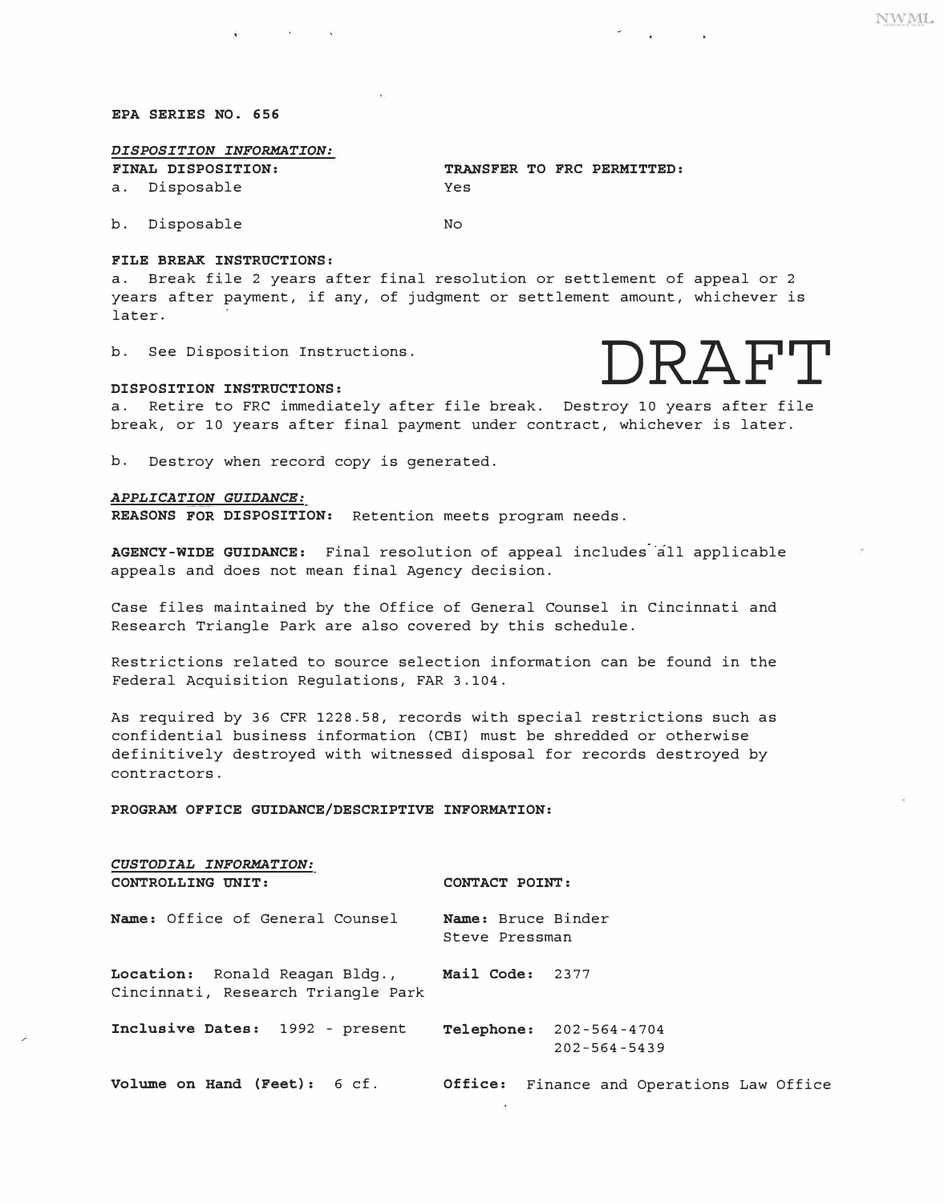**EPA SERIES NO. 656**

***DISPOSITION INFORMATION:***

| **FINAL DISPOSITION:** | **TRANSFER TO FRC PERMITTED:** |
|---|---|
| a. Disposable | Yes |
| b. Disposable | No |

**FILE BREAK INSTRUCTIONS:**

a. Break file 2 years after final resolution or settlement of appeal or 2 years after payment, if any, of judgment or settlement amount, whichever is later.

b. See Disposition Instructions.

DRAFT

**DISPOSITION INSTRUCTIONS:**

a. Retire to FRC immediately after file break. Destroy 10 years after file break, or 10 years after final payment under contract, whichever is later.

b. Destroy when record copy is generated.

***APPLICATION GUIDANCE:***

**REASONS FOR DISPOSITION:** Retention meets program needs.

**AGENCY-WIDE GUIDANCE:** Final resolution of appeal includes all applicable appeals and does not mean final Agency decision.

Case files maintained by the Office of General Counsel in Cincinnati and Research Triangle Park are also covered by this schedule.

Restrictions related to source selection information can be found in the Federal Acquisition Regulations, FAR 3.104.

As required by 36 CFR 1228.58, records with special restrictions such as confidential business information (CBI) must be shredded or otherwise definitively destroyed with witnessed disposal for records destroyed by contractors.

**PROGRAM OFFICE GUIDANCE/DESCRIPTIVE INFORMATION:**

***CUSTODIAL INFORMATION:***

| **CONTROLLING UNIT:** | **CONTACT POINT:** |
|---|---|
| **Name:** Office of General Counsel | **Name:** Bruce Binder<br>Steve Pressman |
| **Location:** Ronald Reagan Bldg., Cincinnati, Research Triangle Park | **Mail Code:** 2377 |
| **Inclusive Dates:** 1992 - present | **Telephone:** 202-564-4704<br>202-564-5439 |
| **Volume on Hand (Feet):** 6 cf. | **Office:** Finance and Operations Law Office |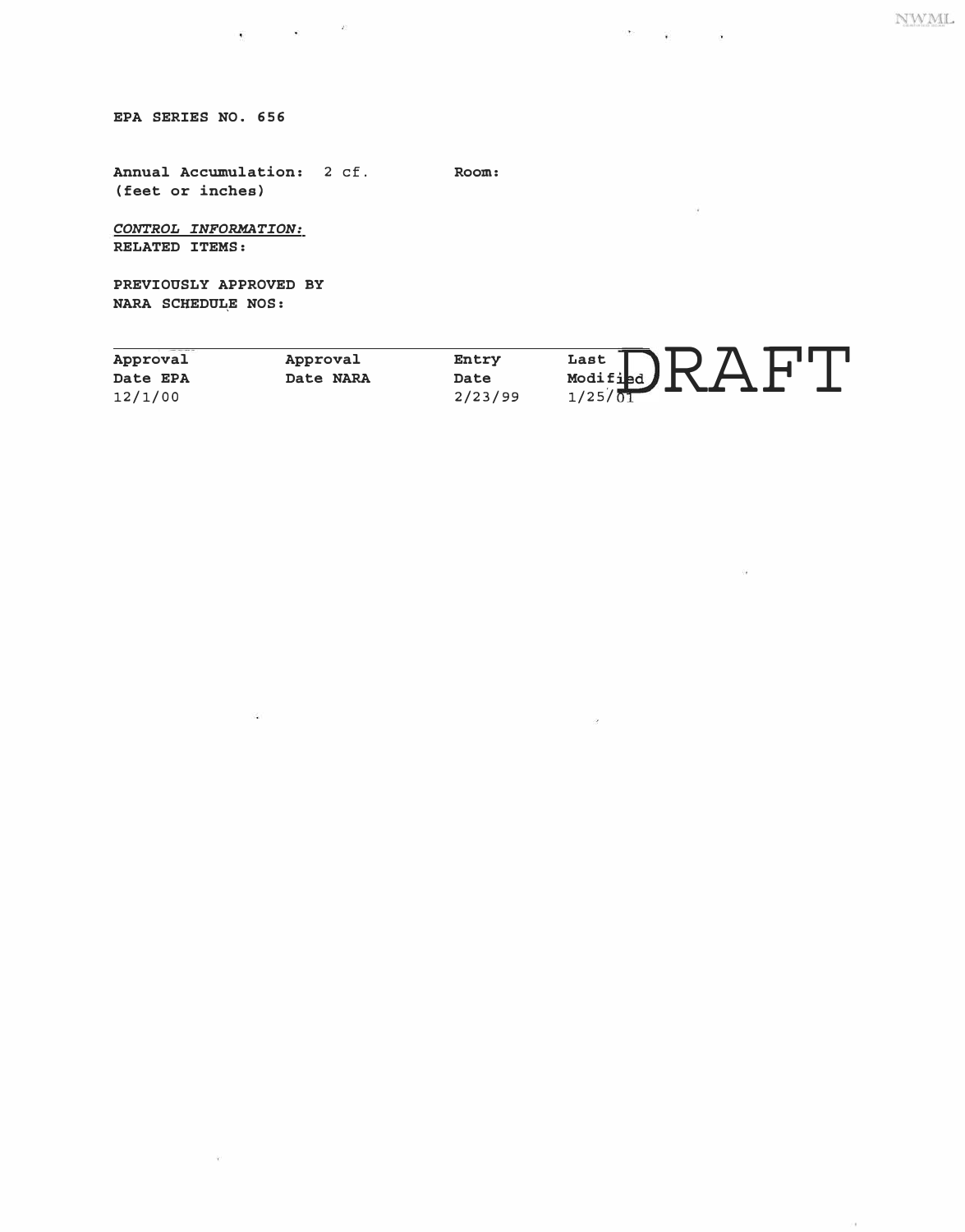**EPA SERIES NO. 656**

**Annual Accumulation:** 2 cf. **Room:**
**(feet or inches)**

***CONTROL INFORMATION:***
**RELATED ITEMS:**

**PREVIOUSLY APPROVED BY NARA SCHEDULE NOS:**

| Approval Date EPA | Approval Date NARA | Entry Date | Last Modified |
|---|---|---|---|
| 12/1/00 | | 2/23/99 | 1/25/01 |

DRAFT